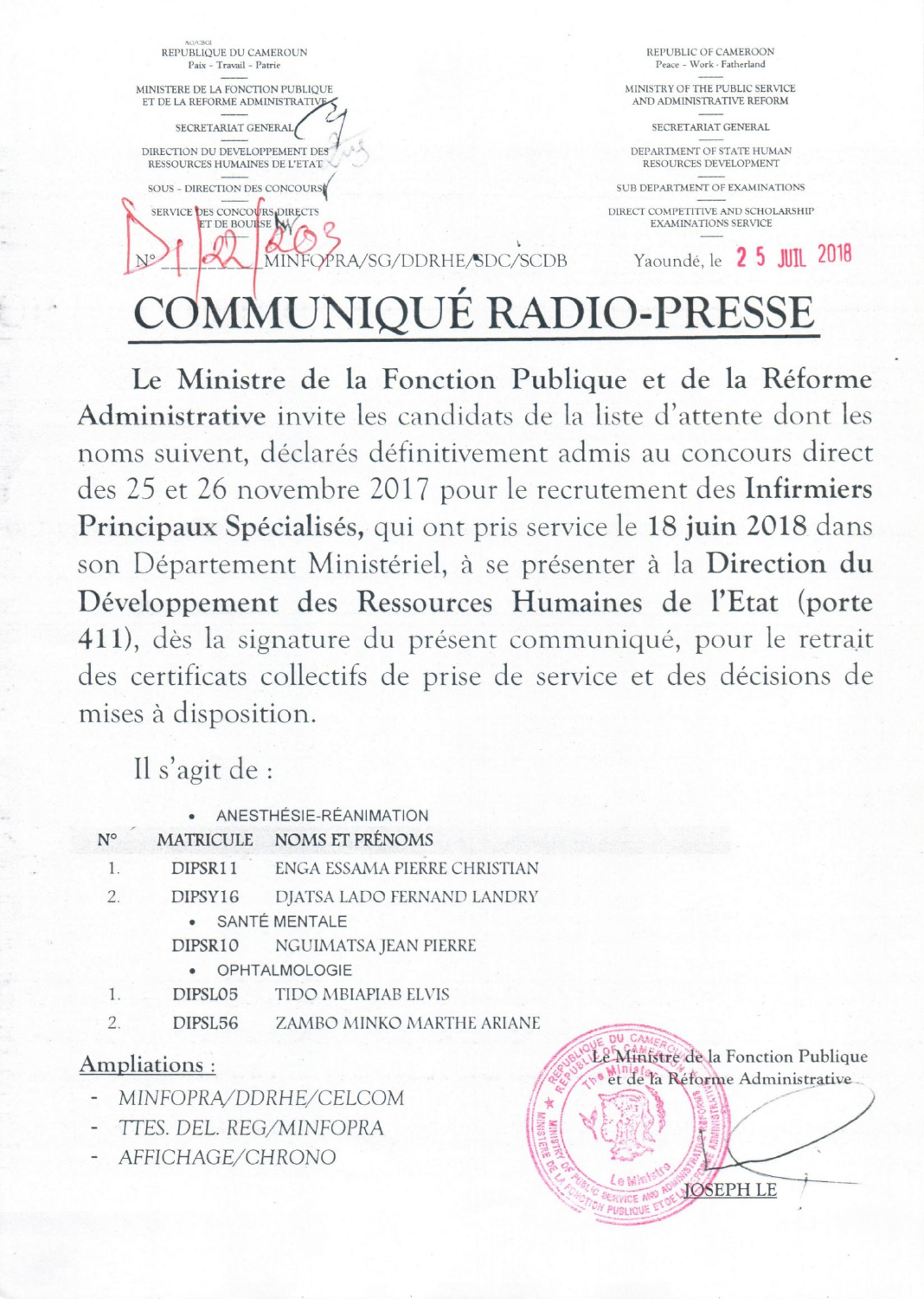REPUBLIQUE DU CAMEROUN
Paix - Travail - Patrie

MINISTERE DE LA FONCTION PUBLIQUE ET DE LA REFORME ADMINISTRATIVE

SECRETARIAT GENERAL

DIRECTION DU DEVELOPPEMENT DES RESSOURCES HUMAINES DE L'ETAT

SOUS - DIRECTION DES CONCOURS

SERVICE DES CONCOURS DIRECTS ET DE BOURSE

REPUBLIC OF CAMEROON
Peace - Work - Fatherland

MINISTRY OF THE PUBLIC SERVICE AND ADMINISTRATIVE REFORM

SECRETARIAT GENERAL

DEPARTMENT OF STATE HUMAN RESOURCES DEVELOPMENT

SUB DEPARTMENT OF EXAMINATIONS

DIRECT COMPETITIVE AND SCHOLARSHIP EXAMINATIONS SERVICE

N° D1/22/203 MINFOPRA/SG/DDRHE/SDC/SCDB

Yaoundé, le 25 JUIL 2018

# COMMUNIQUÉ RADIO-PRESSE

**Le Ministre de la Fonction Publique et de la Réforme Administrative** invite les candidats de la liste d'attente dont les noms suivent, déclarés définitivement admis au concours direct des 25 et 26 novembre 2017 pour le recrutement des **Infirmiers Principaux Spécialisés,** qui ont pris service le **18 juin 2018** dans son Département Ministériel, à se présenter à la **Direction du Développement des Ressources Humaines de l'Etat (porte 411)**, dès la signature du présent communiqué, pour le retrait des certificats collectifs de prise de service et des décisions de mises à disposition.

Il s'agit de :

| N° | MATRICULE | NOMS ET PRÉNOMS |
|---|---|---|
| | **• ANESTHÉSIE-RÉANIMATION** | |
| 1. | DIPSR11 | ENGA ESSAMA PIERRE CHRISTIAN |
| 2. | DIPSY16 | DJATSA LADO FERNAND LANDRY |
| | **• SANTÉ MENTALE** | |
| | DIPSR10 | NGUIMATSA JEAN PIERRE |
| | **• OPHTALMOLOGIE** | |
| 1. | DIPSL05 | TIDO MBIAPIAB ELVIS |
| 2. | DIPSL56 | ZAMBO MINKO MARTHE ARIANE |

**Ampliations :**

- MINFOPRA/DDRHE/CELCOM
- TTES. DEL. REG/MINFOPRA
- AFFICHAGE/CHRONO

Le Ministre de la Fonction Publique et de la Réforme Administrative

JOSEPH LE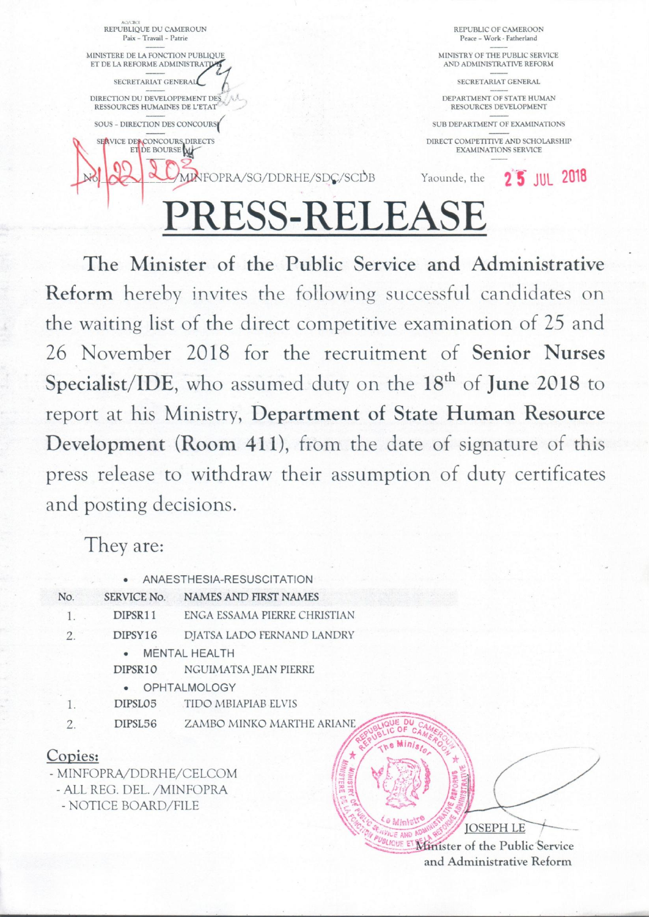REPUBLIQUE DU CAMEROUN
Paix - Travail - Patrie

MINISTERE DE LA FONCTION PUBLIQUE ET DE LA REFORME ADMINISTRATIVE

SECRETARIAT GENERAL

DIRECTION DU DEVELOPPEMENT DES RESSOURCES HUMAINES DE L'ETAT

SOUS - DIRECTION DES CONCOURS

SERVICE DES CONCOURS DIRECTS ET DE BOURSE

REPUBLIC OF CAMEROON
Peace - Work - Fatherland

MINISTRY OF THE PUBLIC SERVICE AND ADMINISTRATIVE REFORM

SECRETARIAT GENERAL

DEPARTMENT OF STATE HUMAN RESOURCES DEVELOPMENT

SUB DEPARTMENT OF EXAMINATIONS

DIRECT COMPETITIVE AND SCHOLARSHIP EXAMINATIONS SERVICE

No D/22/203/MINFOPRA/SG/DDRHE/SDC/SCDB

Yaounde, the 25 JUL 2018

# PRESS-RELEASE

**The Minister of the Public Service and Administrative Reform** hereby invites the following successful candidates on the waiting list of the direct competitive examination of 25 and 26 November 2018 for the recruitment of **Senior Nurses Specialist/IDE**, who assumed duty on the **18th** of **June** 2018 to report at his Ministry, **Department of State Human Resource Development (Room 411)**, from the date of signature of this press release to withdraw their assumption of duty certificates and posting decisions.

They are:

- ANAESTHESIA-RESUSCITATION

| No. | SERVICE No. | NAMES AND FIRST NAMES |
|---|---|---|
| 1. | DIPSR11 | ENGA ESSAMA PIERRE CHRISTIAN |
| 2. | DIPSY16 | DJATSA LADO FERNAND LANDRY |

- MENTAL HEALTH

| No. | SERVICE No. | NAMES AND FIRST NAMES |
|---|---|---|
| | DIPSR10 | NGUIMATSA JEAN PIERRE |

- OPHTALMOLOGY

| No. | SERVICE No. | NAMES AND FIRST NAMES |
|---|---|---|
| 1. | DIPSL05 | TIDO MBIAPIAB ELVIS |
| 2. | DIPSL56 | ZAMBO MINKO MARTHE ARIANE |

**Copies:**

- MINFOPRA/DDRHE/CELCOM
- ALL REG. DEL. /MINFOPRA
- NOTICE BOARD/FILE

JOSEPH LE
Minister of the Public Service and Administrative Reform